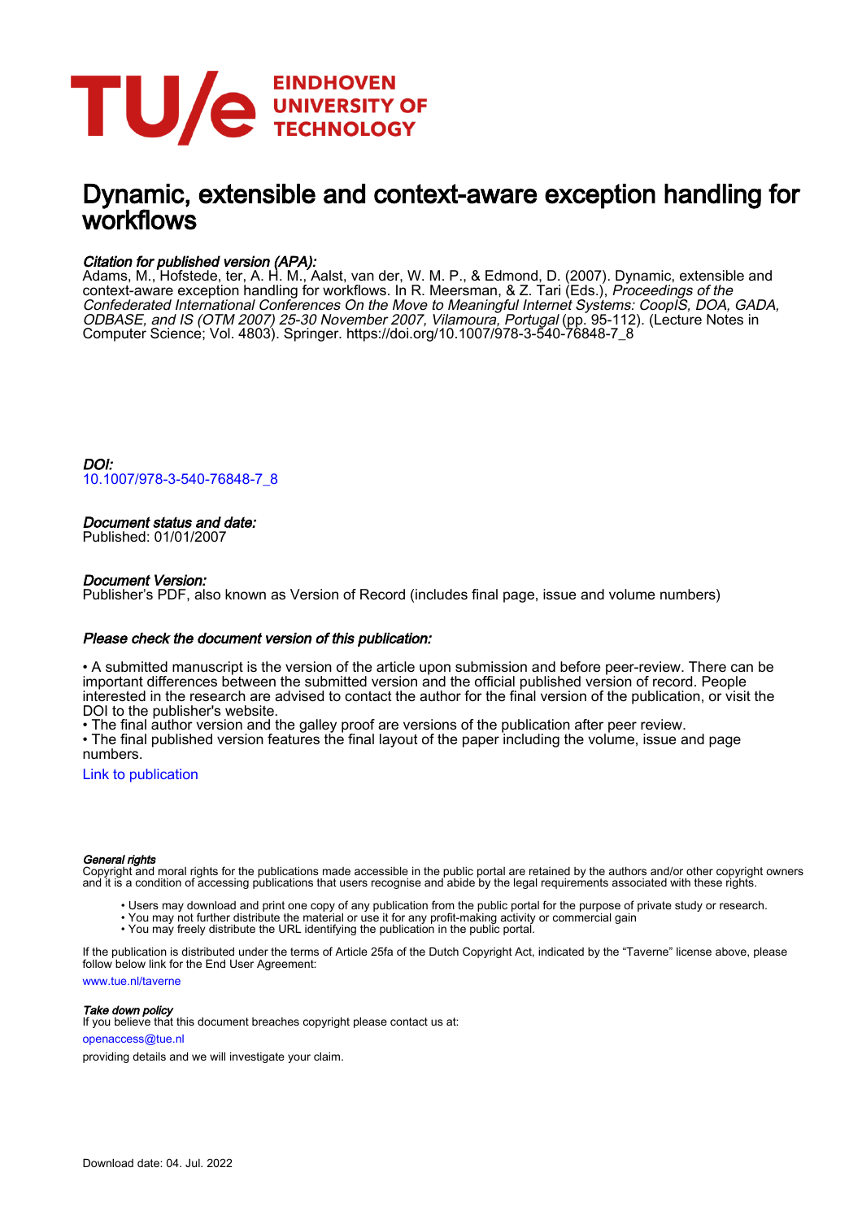# Dynamic, extensible and context-aware exception handling for workflows

***Citation for published version (APA):***

Adams, M., Hofstede, ter, A. H. M., Aalst, van der, W. M. P., & Edmond, D. (2007). Dynamic, extensible and context-aware exception handling for workflows. In R. Meersman, & Z. Tari (Eds.), *Proceedings of the Confederated International Conferences On the Move to Meaningful Internet Systems: CoopIS, DOA, GADA, ODBASE, and IS (OTM 2007) 25-30 November 2007, Vilamoura, Portugal* (pp. 95-112). (Lecture Notes in Computer Science; Vol. 4803). Springer. https://doi.org/10.1007/978-3-540-76848-7_8

***DOI:***

10.1007/978-3-540-76848-7_8

***Document status and date:***

Published: 01/01/2007

***Document Version:***

Publisher's PDF, also known as Version of Record (includes final page, issue and volume numbers)

***Please check the document version of this publication:***

• A submitted manuscript is the version of the article upon submission and before peer-review. There can be important differences between the submitted version and the official published version of record. People interested in the research are advised to contact the author for the final version of the publication, or visit the DOI to the publisher's website.
• The final author version and the galley proof are versions of the publication after peer review.
• The final published version features the final layout of the paper including the volume, issue and page numbers.

Link to publication

***General rights***

Copyright and moral rights for the publications made accessible in the public portal are retained by the authors and/or other copyright owners and it is a condition of accessing publications that users recognise and abide by the legal requirements associated with these rights.

- Users may download and print one copy of any publication from the public portal for the purpose of private study or research.
- You may not further distribute the material or use it for any profit-making activity or commercial gain
- You may freely distribute the URL identifying the publication in the public portal.

If the publication is distributed under the terms of Article 25fa of the Dutch Copyright Act, indicated by the "Taverne" license above, please follow below link for the End User Agreement:

www.tue.nl/taverne

***Take down policy***

If you believe that this document breaches copyright please contact us at:

openaccess@tue.nl

providing details and we will investigate your claim.

Download date: 04. Jul. 2022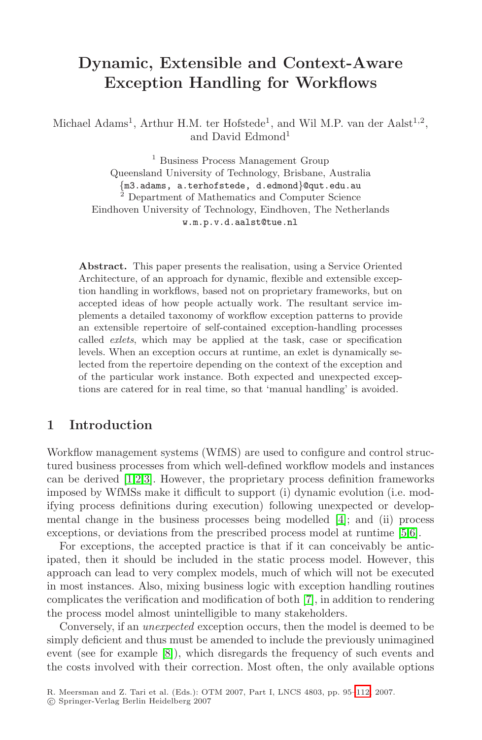# Dynamic, Extensible and Context-Aware Exception Handling for Workflows

Michael Adams[1], Arthur H.M. ter Hofstede[1], and Wil M.P. van der Aalst[1,2], and David Edmond[1]

[1] Business Process Management Group
Queensland University of Technology, Brisbane, Australia
{m3.adams, a.terhofstede, d.edmond}@qut.edu.au
[2] Department of Mathematics and Computer Science
Eindhoven University of Technology, Eindhoven, The Netherlands
w.m.p.v.d.aalst@tue.nl

**Abstract.** This paper presents the realisation, using a Service Oriented Architecture, of an approach for dynamic, flexible and extensible exception handling in workflows, based not on proprietary frameworks, but on accepted ideas of how people actually work. The resultant service implements a detailed taxonomy of workflow exception patterns to provide an extensible repertoire of self-contained exception-handling processes called *exlets*, which may be applied at the task, case or specification levels. When an exception occurs at runtime, an exlet is dynamically selected from the repertoire depending on the context of the exception and of the particular work instance. Both expected and unexpected exceptions are catered for in real time, so that 'manual handling' is avoided.

## 1 Introduction

Workflow management systems (WfMS) are used to configure and control structured business processes from which well-defined workflow models and instances can be derived [1,2,3]. However, the proprietary process definition frameworks imposed by WfMSs make it difficult to support (i) dynamic evolution (i.e. modifying process definitions during execution) following unexpected or developmental change in the business processes being modelled [4]; and (ii) process exceptions, or deviations from the prescribed process model at runtime [5,6].

For exceptions, the accepted practice is that if it can conceivably be anticipated, then it should be included in the static process model. However, this approach can lead to very complex models, much of which will not be executed in most instances. Also, mixing business logic with exception handling routines complicates the verification and modification of both [7], in addition to rendering the process model almost unintelligible to many stakeholders.

Conversely, if an *unexpected* exception occurs, then the model is deemed to be simply deficient and thus must be amended to include the previously unimagined event (see for example [8]), which disregards the frequency of such events and the costs involved with their correction. Most often, the only available options

R. Meersman and Z. Tari et al. (Eds.): OTM 2007, Part I, LNCS 4803, pp. 95–112, 2007.
© Springer-Verlag Berlin Heidelberg 2007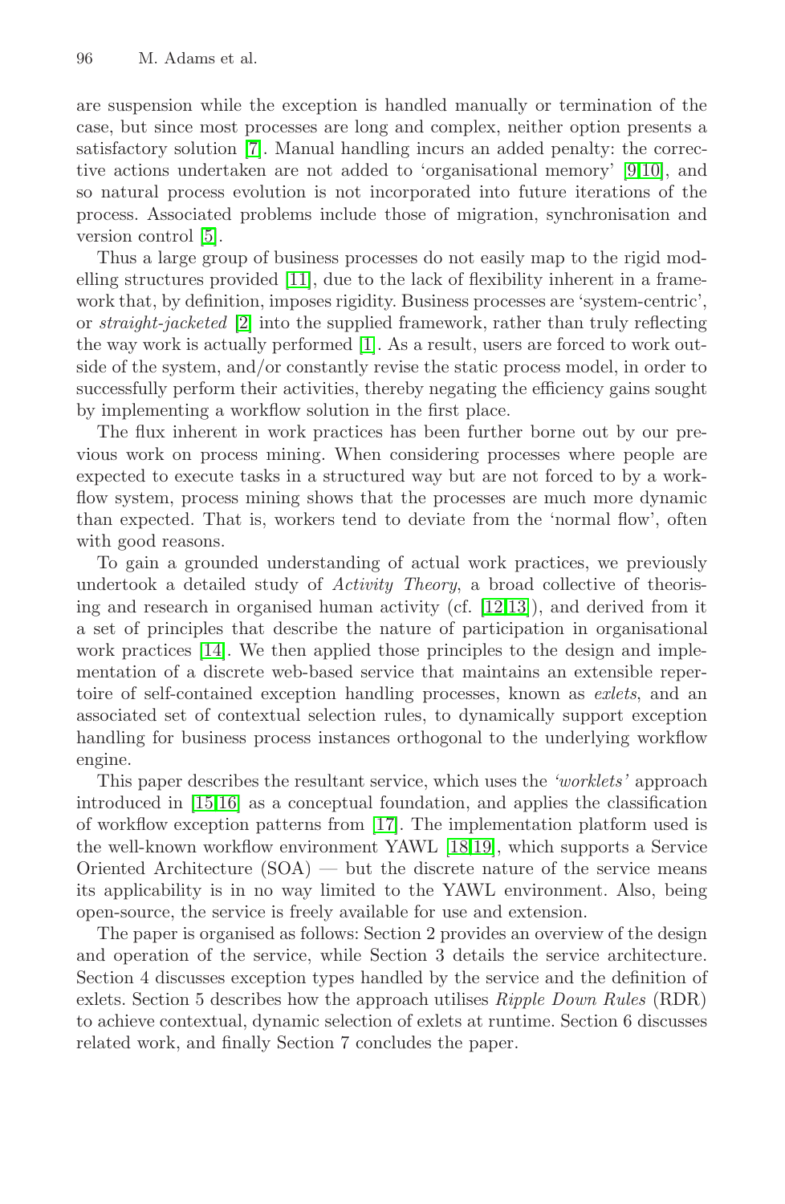are suspension while the exception is handled manually or termination of the case, but since most processes are long and complex, neither option presents a satisfactory solution [7]. Manual handling incurs an added penalty: the corrective actions undertaken are not added to 'organisational memory' [9,10], and so natural process evolution is not incorporated into future iterations of the process. Associated problems include those of migration, synchronisation and version control [5].

Thus a large group of business processes do not easily map to the rigid modelling structures provided [11], due to the lack of flexibility inherent in a framework that, by definition, imposes rigidity. Business processes are 'system-centric', or *straight-jacketed* [2] into the supplied framework, rather than truly reflecting the way work is actually performed [1]. As a result, users are forced to work outside of the system, and/or constantly revise the static process model, in order to successfully perform their activities, thereby negating the efficiency gains sought by implementing a workflow solution in the first place.

The flux inherent in work practices has been further borne out by our previous work on process mining. When considering processes where people are expected to execute tasks in a structured way but are not forced to by a workflow system, process mining shows that the processes are much more dynamic than expected. That is, workers tend to deviate from the 'normal flow', often with good reasons.

To gain a grounded understanding of actual work practices, we previously undertook a detailed study of *Activity Theory*, a broad collective of theorising and research in organised human activity (cf. [12,13]), and derived from it a set of principles that describe the nature of participation in organisational work practices [14]. We then applied those principles to the design and implementation of a discrete web-based service that maintains an extensible repertoire of self-contained exception handling processes, known as *exlets*, and an associated set of contextual selection rules, to dynamically support exception handling for business process instances orthogonal to the underlying workflow engine.

This paper describes the resultant service, which uses the *'worklets'* approach introduced in [15,16] as a conceptual foundation, and applies the classification of workflow exception patterns from [17]. The implementation platform used is the well-known workflow environment YAWL [18,19], which supports a Service Oriented Architecture (SOA) — but the discrete nature of the service means its applicability is in no way limited to the YAWL environment. Also, being open-source, the service is freely available for use and extension.

The paper is organised as follows: Section 2 provides an overview of the design and operation of the service, while Section 3 details the service architecture. Section 4 discusses exception types handled by the service and the definition of exlets. Section 5 describes how the approach utilises *Ripple Down Rules* (RDR) to achieve contextual, dynamic selection of exlets at runtime. Section 6 discusses related work, and finally Section 7 concludes the paper.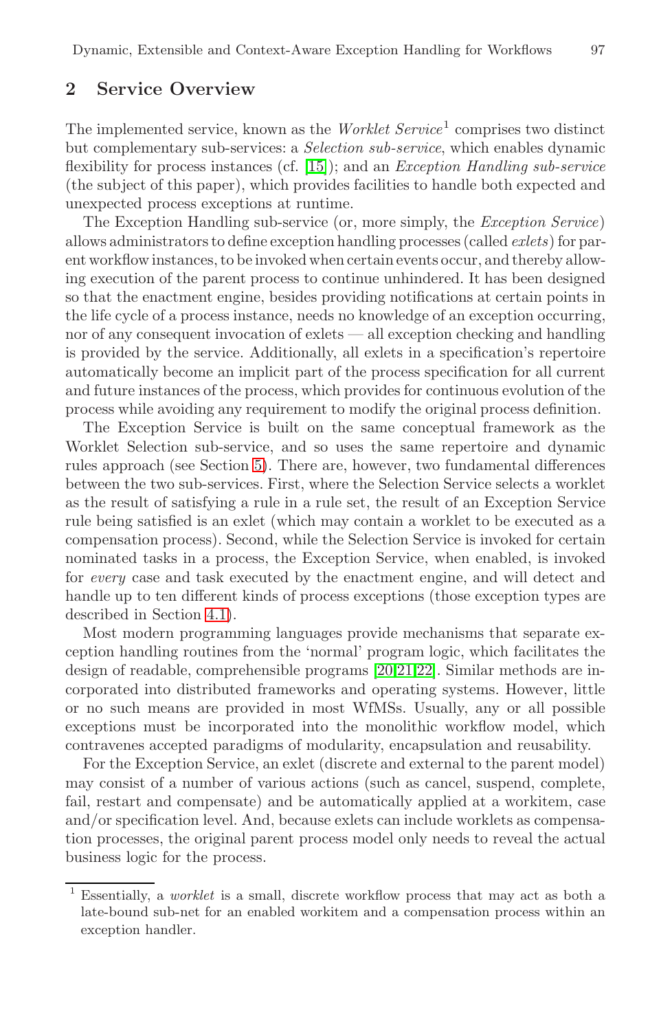## 2 Service Overview

The implemented service, known as the *Worklet Service*[1] comprises two distinct but complementary sub-services: a *Selection sub-service*, which enables dynamic flexibility for process instances (cf. [15]); and an *Exception Handling sub-service* (the subject of this paper), which provides facilities to handle both expected and unexpected process exceptions at runtime.

The Exception Handling sub-service (or, more simply, the *Exception Service*) allows administrators to define exception handling processes (called *exlets*) for parent workflow instances, to be invoked when certain events occur, and thereby allowing execution of the parent process to continue unhindered. It has been designed so that the enactment engine, besides providing notifications at certain points in the life cycle of a process instance, needs no knowledge of an exception occurring, nor of any consequent invocation of exlets — all exception checking and handling is provided by the service. Additionally, all exlets in a specification's repertoire automatically become an implicit part of the process specification for all current and future instances of the process, which provides for continuous evolution of the process while avoiding any requirement to modify the original process definition.

The Exception Service is built on the same conceptual framework as the Worklet Selection sub-service, and so uses the same repertoire and dynamic rules approach (see Section 5). There are, however, two fundamental differences between the two sub-services. First, where the Selection Service selects a worklet as the result of satisfying a rule in a rule set, the result of an Exception Service rule being satisfied is an exlet (which may contain a worklet to be executed as a compensation process). Second, while the Selection Service is invoked for certain nominated tasks in a process, the Exception Service, when enabled, is invoked for *every* case and task executed by the enactment engine, and will detect and handle up to ten different kinds of process exceptions (those exception types are described in Section 4.1).

Most modern programming languages provide mechanisms that separate exception handling routines from the 'normal' program logic, which facilitates the design of readable, comprehensible programs [20,21,22]. Similar methods are incorporated into distributed frameworks and operating systems. However, little or no such means are provided in most WfMSs. Usually, any or all possible exceptions must be incorporated into the monolithic workflow model, which contravenes accepted paradigms of modularity, encapsulation and reusability.

For the Exception Service, an exlet (discrete and external to the parent model) may consist of a number of various actions (such as cancel, suspend, complete, fail, restart and compensate) and be automatically applied at a workitem, case and/or specification level. And, because exlets can include worklets as compensation processes, the original parent process model only needs to reveal the actual business logic for the process.

[1] Essentially, a *worklet* is a small, discrete workflow process that may act as both a late-bound sub-net for an enabled workitem and a compensation process within an exception handler.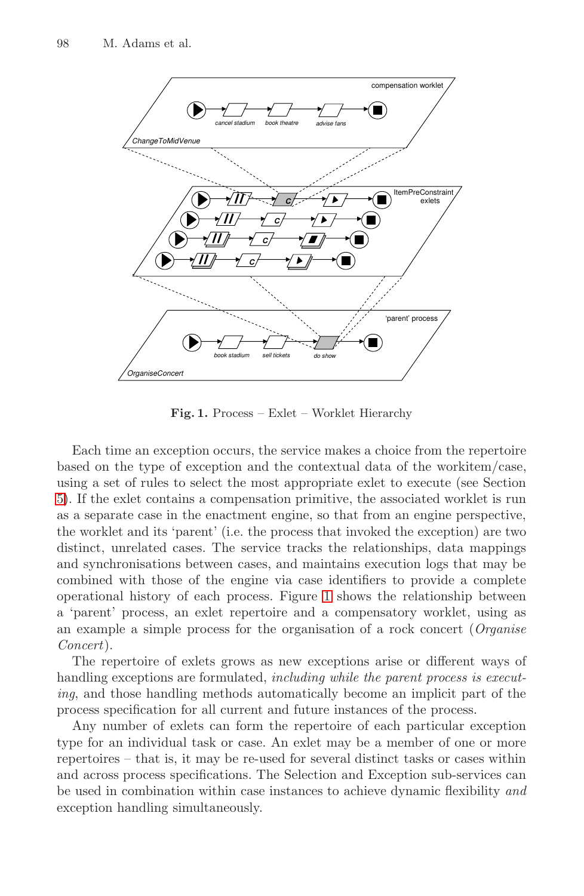**Fig. 1.** Process – Exlet – Worklet Hierarchy

Each time an exception occurs, the service makes a choice from the repertoire based on the type of exception and the contextual data of the workitem/case, using a set of rules to select the most appropriate exlet to execute (see Section 5). If the exlet contains a compensation primitive, the associated worklet is run as a separate case in the enactment engine, so that from an engine perspective, the worklet and its 'parent' (i.e. the process that invoked the exception) are two distinct, unrelated cases. The service tracks the relationships, data mappings and synchronisations between cases, and maintains execution logs that may be combined with those of the engine via case identifiers to provide a complete operational history of each process. Figure 1 shows the relationship between a 'parent' process, an exlet repertoire and a compensatory worklet, using as an example a simple process for the organisation of a rock concert (*Organise Concert*).

The repertoire of exlets grows as new exceptions arise or different ways of handling exceptions are formulated, *including while the parent process is executing*, and those handling methods automatically become an implicit part of the process specification for all current and future instances of the process.

Any number of exlets can form the repertoire of each particular exception type for an individual task or case. An exlet may be a member of one or more repertoires – that is, it may be re-used for several distinct tasks or cases within and across process specifications. The Selection and Exception sub-services can be used in combination within case instances to achieve dynamic flexibility *and* exception handling simultaneously.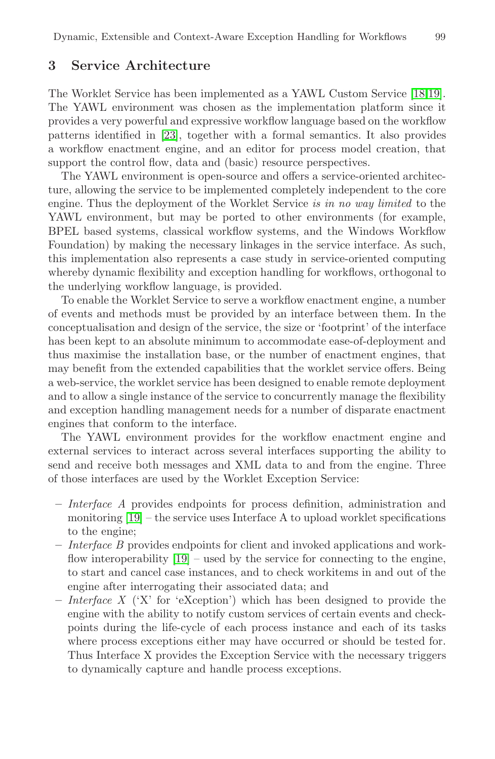## 3 Service Architecture

The Worklet Service has been implemented as a YAWL Custom Service [18,19]. The YAWL environment was chosen as the implementation platform since it provides a very powerful and expressive workflow language based on the workflow patterns identified in [23], together with a formal semantics. It also provides a workflow enactment engine, and an editor for process model creation, that support the control flow, data and (basic) resource perspectives.

The YAWL environment is open-source and offers a service-oriented architecture, allowing the service to be implemented completely independent to the core engine. Thus the deployment of the Worklet Service *is in no way limited* to the YAWL environment, but may be ported to other environments (for example, BPEL based systems, classical workflow systems, and the Windows Workflow Foundation) by making the necessary linkages in the service interface. As such, this implementation also represents a case study in service-oriented computing whereby dynamic flexibility and exception handling for workflows, orthogonal to the underlying workflow language, is provided.

To enable the Worklet Service to serve a workflow enactment engine, a number of events and methods must be provided by an interface between them. In the conceptualisation and design of the service, the size or 'footprint' of the interface has been kept to an absolute minimum to accommodate ease-of-deployment and thus maximise the installation base, or the number of enactment engines, that may benefit from the extended capabilities that the worklet service offers. Being a web-service, the worklet service has been designed to enable remote deployment and to allow a single instance of the service to concurrently manage the flexibility and exception handling management needs for a number of disparate enactment engines that conform to the interface.

The YAWL environment provides for the workflow enactment engine and external services to interact across several interfaces supporting the ability to send and receive both messages and XML data to and from the engine. Three of those interfaces are used by the Worklet Exception Service:

- *Interface A* provides endpoints for process definition, administration and monitoring [19] – the service uses Interface A to upload worklet specifications to the engine;
- *Interface B* provides endpoints for client and invoked applications and workflow interoperability [19] – used by the service for connecting to the engine, to start and cancel case instances, and to check workitems in and out of the engine after interrogating their associated data; and
- *Interface X* ('X' for 'eXception') which has been designed to provide the engine with the ability to notify custom services of certain events and checkpoints during the life-cycle of each process instance and each of its tasks where process exceptions either may have occurred or should be tested for. Thus Interface X provides the Exception Service with the necessary triggers to dynamically capture and handle process exceptions.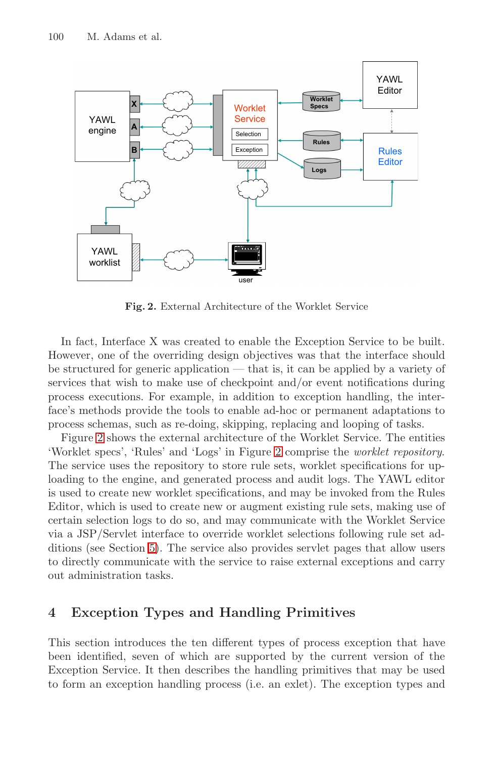Fig. 2. External Architecture of the Worklet Service

In fact, Interface X was created to enable the Exception Service to be built. However, one of the overriding design objectives was that the interface should be structured for generic application — that is, it can be applied by a variety of services that wish to make use of checkpoint and/or event notifications during process executions. For example, in addition to exception handling, the interface's methods provide the tools to enable ad-hoc or permanent adaptations to process schemas, such as re-doing, skipping, replacing and looping of tasks.

Figure 2 shows the external architecture of the Worklet Service. The entities 'Worklet specs', 'Rules' and 'Logs' in Figure 2 comprise the *worklet repository*. The service uses the repository to store rule sets, worklet specifications for uploading to the engine, and generated process and audit logs. The YAWL editor is used to create new worklet specifications, and may be invoked from the Rules Editor, which is used to create new or augment existing rule sets, making use of certain selection logs to do so, and may communicate with the Worklet Service via a JSP/Servlet interface to override worklet selections following rule set additions (see Section 5). The service also provides servlet pages that allow users to directly communicate with the service to raise external exceptions and carry out administration tasks.

## 4 Exception Types and Handling Primitives

This section introduces the ten different types of process exception that have been identified, seven of which are supported by the current version of the Exception Service. It then describes the handling primitives that may be used to form an exception handling process (i.e. an exlet). The exception types and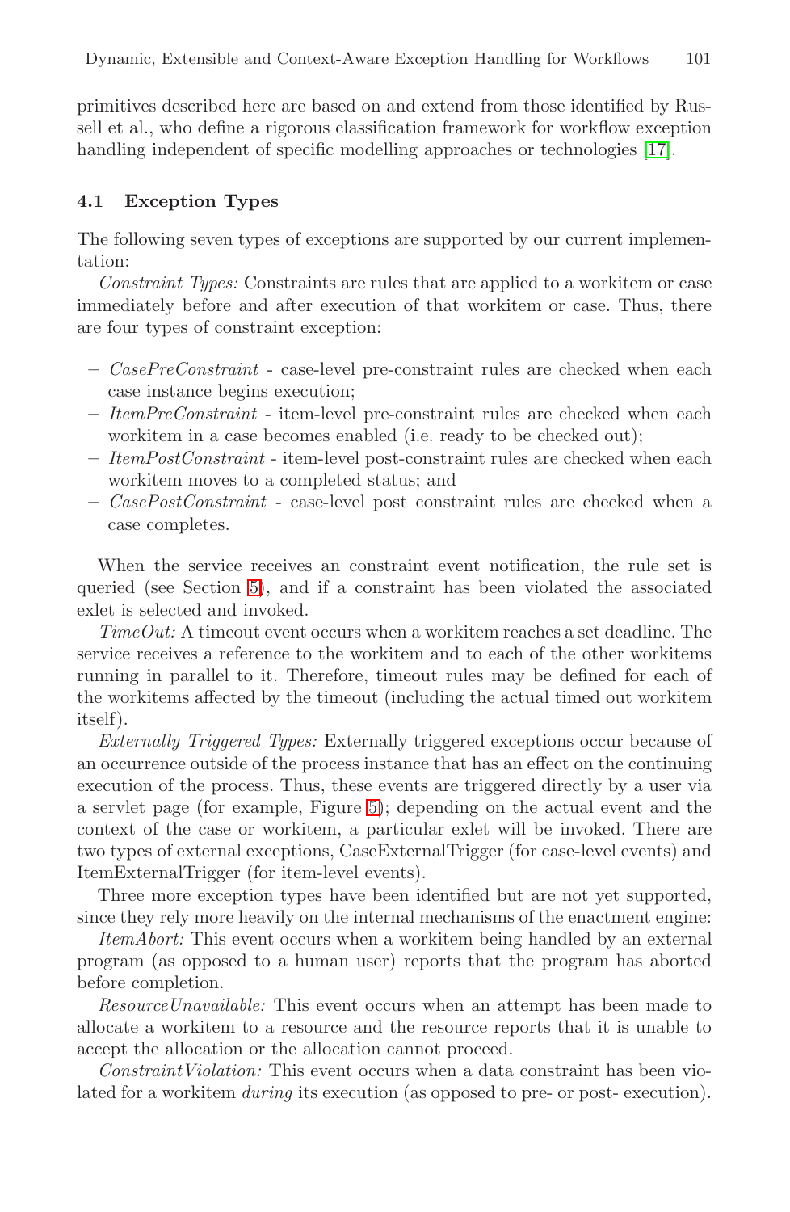primitives described here are based on and extend from those identified by Russell et al., who define a rigorous classification framework for workflow exception handling independent of specific modelling approaches or technologies [17].

### 4.1 Exception Types

The following seven types of exceptions are supported by our current implementation:

*Constraint Types:* Constraints are rules that are applied to a workitem or case immediately before and after execution of that workitem or case. Thus, there are four types of constraint exception:

- *CasePreConstraint* - case-level pre-constraint rules are checked when each case instance begins execution;
- *ItemPreConstraint* - item-level pre-constraint rules are checked when each workitem in a case becomes enabled (i.e. ready to be checked out);
- *ItemPostConstraint* - item-level post-constraint rules are checked when each workitem moves to a completed status; and
- *CasePostConstraint* - case-level post constraint rules are checked when a case completes.

When the service receives an constraint event notification, the rule set is queried (see Section 5), and if a constraint has been violated the associated exlet is selected and invoked.

*TimeOut:* A timeout event occurs when a workitem reaches a set deadline. The service receives a reference to the workitem and to each of the other workitems running in parallel to it. Therefore, timeout rules may be defined for each of the workitems affected by the timeout (including the actual timed out workitem itself).

*Externally Triggered Types:* Externally triggered exceptions occur because of an occurrence outside of the process instance that has an effect on the continuing execution of the process. Thus, these events are triggered directly by a user via a servlet page (for example, Figure 5); depending on the actual event and the context of the case or workitem, a particular exlet will be invoked. There are two types of external exceptions, CaseExternalTrigger (for case-level events) and ItemExternalTrigger (for item-level events).

Three more exception types have been identified but are not yet supported, since they rely more heavily on the internal mechanisms of the enactment engine:

*ItemAbort:* This event occurs when a workitem being handled by an external program (as opposed to a human user) reports that the program has aborted before completion.

*ResourceUnavailable:* This event occurs when an attempt has been made to allocate a workitem to a resource and the resource reports that it is unable to accept the allocation or the allocation cannot proceed.

*ConstraintViolation:* This event occurs when a data constraint has been violated for a workitem *during* its execution (as opposed to pre- or post- execution).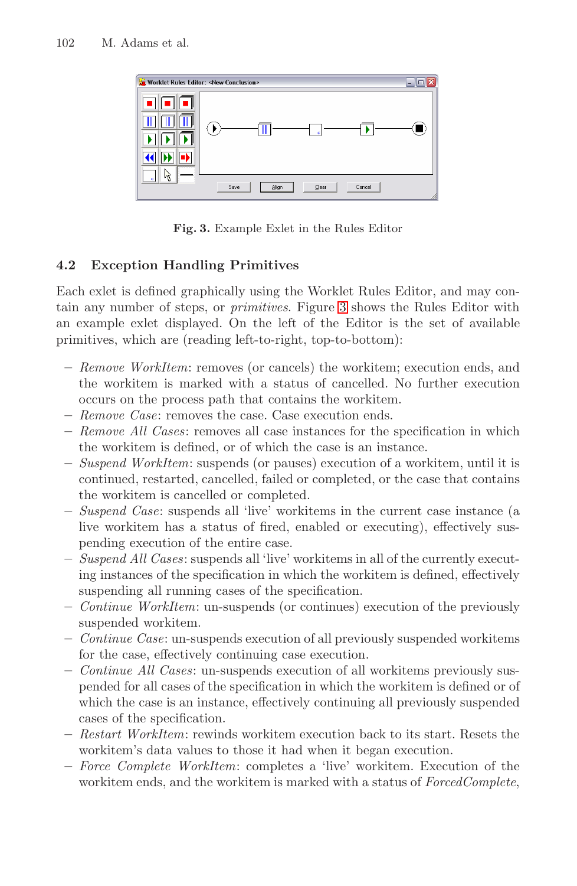Fig. 3. Example Exlet in the Rules Editor

### 4.2 Exception Handling Primitives

Each exlet is defined graphically using the Worklet Rules Editor, and may contain any number of steps, or *primitives*. Figure 3 shows the Rules Editor with an example exlet displayed. On the left of the Editor is the set of available primitives, which are (reading left-to-right, top-to-bottom):

- *Remove WorkItem*: removes (or cancels) the workitem; execution ends, and the workitem is marked with a status of cancelled. No further execution occurs on the process path that contains the workitem.
- *Remove Case*: removes the case. Case execution ends.
- *Remove All Cases*: removes all case instances for the specification in which the workitem is defined, or of which the case is an instance.
- *Suspend WorkItem*: suspends (or pauses) execution of a workitem, until it is continued, restarted, cancelled, failed or completed, or the case that contains the workitem is cancelled or completed.
- *Suspend Case*: suspends all 'live' workitems in the current case instance (a live workitem has a status of fired, enabled or executing), effectively suspending execution of the entire case.
- *Suspend All Cases*: suspends all 'live' workitems in all of the currently executing instances of the specification in which the workitem is defined, effectively suspending all running cases of the specification.
- *Continue WorkItem*: un-suspends (or continues) execution of the previously suspended workitem.
- *Continue Case*: un-suspends execution of all previously suspended workitems for the case, effectively continuing case execution.
- *Continue All Cases*: un-suspends execution of all workitems previously suspended for all cases of the specification in which the workitem is defined or of which the case is an instance, effectively continuing all previously suspended cases of the specification.
- *Restart WorkItem*: rewinds workitem execution back to its start. Resets the workitem's data values to those it had when it began execution.
- *Force Complete WorkItem*: completes a 'live' workitem. Execution of the workitem ends, and the workitem is marked with a status of *ForcedComplete*,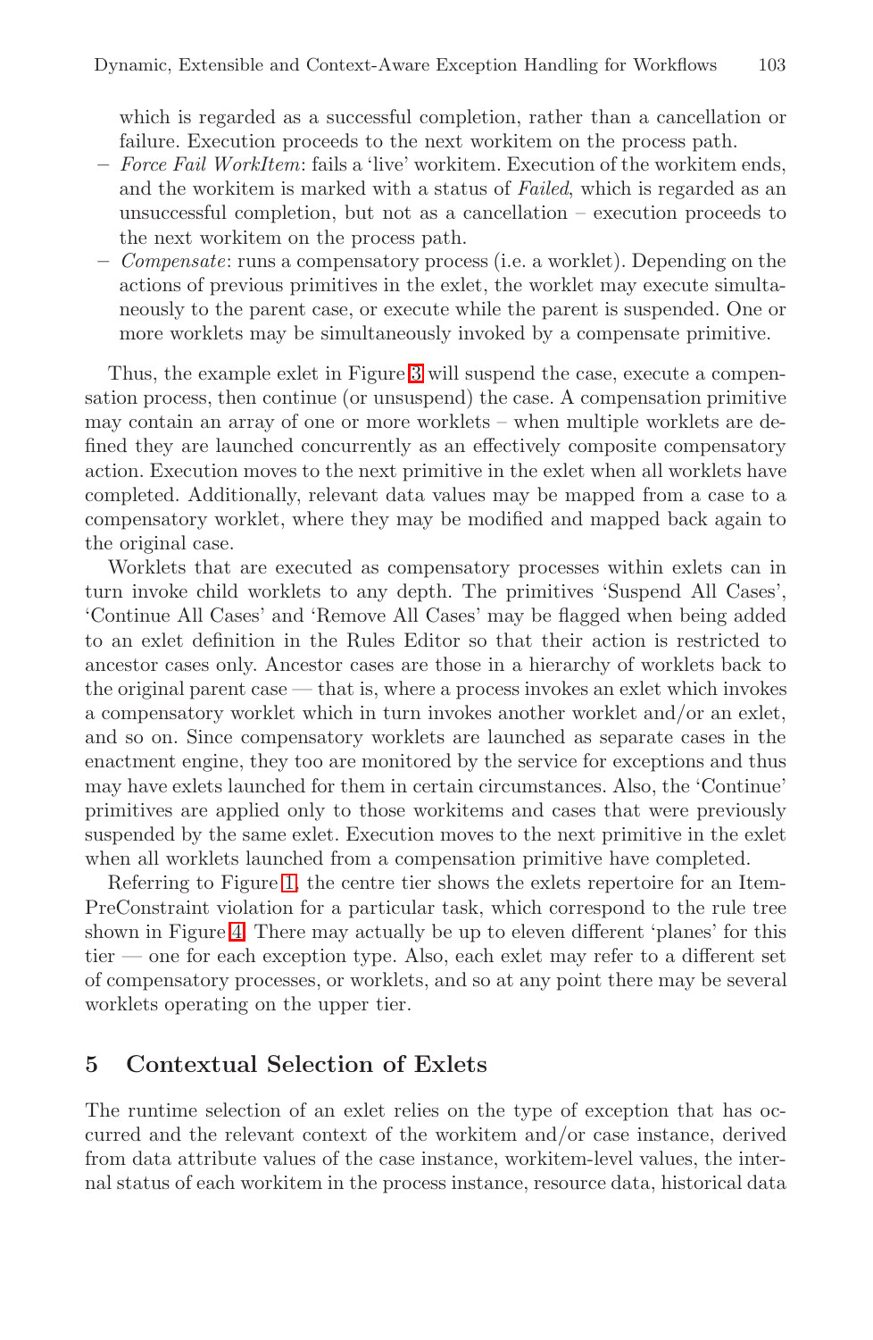which is regarded as a successful completion, rather than a cancellation or failure. Execution proceeds to the next workitem on the process path.

- *Force Fail WorkItem*: fails a 'live' workitem. Execution of the workitem ends, and the workitem is marked with a status of *Failed*, which is regarded as an unsuccessful completion, but not as a cancellation – execution proceeds to the next workitem on the process path.
- *Compensate*: runs a compensatory process (i.e. a worklet). Depending on the actions of previous primitives in the exlet, the worklet may execute simultaneously to the parent case, or execute while the parent is suspended. One or more worklets may be simultaneously invoked by a compensate primitive.

Thus, the example exlet in Figure 3 will suspend the case, execute a compensation process, then continue (or unsuspend) the case. A compensation primitive may contain an array of one or more worklets – when multiple worklets are defined they are launched concurrently as an effectively composite compensatory action. Execution moves to the next primitive in the exlet when all worklets have completed. Additionally, relevant data values may be mapped from a case to a compensatory worklet, where they may be modified and mapped back again to the original case.

Worklets that are executed as compensatory processes within exlets can in turn invoke child worklets to any depth. The primitives 'Suspend All Cases', 'Continue All Cases' and 'Remove All Cases' may be flagged when being added to an exlet definition in the Rules Editor so that their action is restricted to ancestor cases only. Ancestor cases are those in a hierarchy of worklets back to the original parent case — that is, where a process invokes an exlet which invokes a compensatory worklet which in turn invokes another worklet and/or an exlet, and so on. Since compensatory worklets are launched as separate cases in the enactment engine, they too are monitored by the service for exceptions and thus may have exlets launched for them in certain circumstances. Also, the 'Continue' primitives are applied only to those workitems and cases that were previously suspended by the same exlet. Execution moves to the next primitive in the exlet when all worklets launched from a compensation primitive have completed.

Referring to Figure 1, the centre tier shows the exlets repertoire for an ItemPreConstraint violation for a particular task, which correspond to the rule tree shown in Figure 4. There may actually be up to eleven different 'planes' for this tier — one for each exception type. Also, each exlet may refer to a different set of compensatory processes, or worklets, and so at any point there may be several worklets operating on the upper tier.

## 5 Contextual Selection of Exlets

The runtime selection of an exlet relies on the type of exception that has occurred and the relevant context of the workitem and/or case instance, derived from data attribute values of the case instance, workitem-level values, the internal status of each workitem in the process instance, resource data, historical data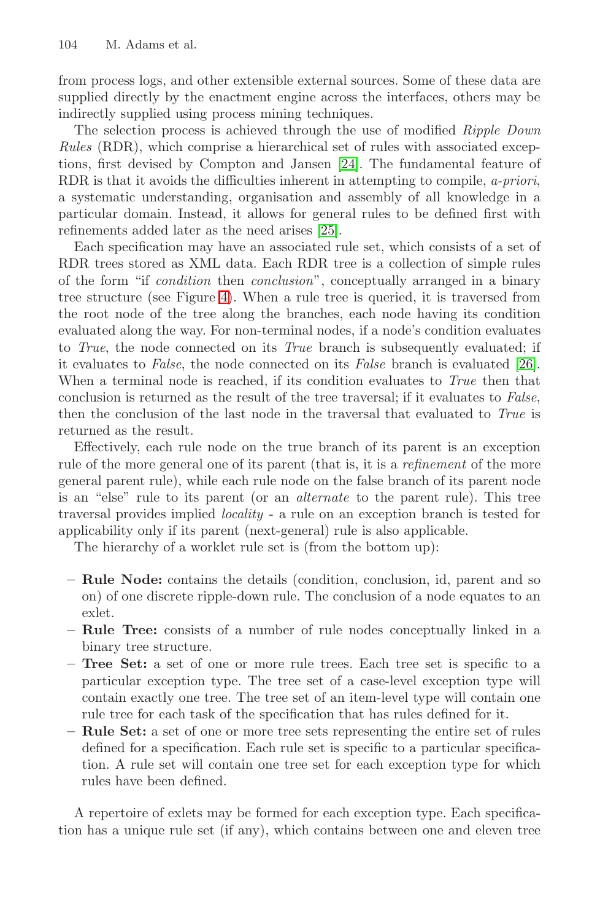from process logs, and other extensible external sources. Some of these data are supplied directly by the enactment engine across the interfaces, others may be indirectly supplied using process mining techniques.

The selection process is achieved through the use of modified *Ripple Down Rules* (RDR), which comprise a hierarchical set of rules with associated exceptions, first devised by Compton and Jansen [24]. The fundamental feature of RDR is that it avoids the difficulties inherent in attempting to compile, *a-priori*, a systematic understanding, organisation and assembly of all knowledge in a particular domain. Instead, it allows for general rules to be defined first with refinements added later as the need arises [25].

Each specification may have an associated rule set, which consists of a set of RDR trees stored as XML data. Each RDR tree is a collection of simple rules of the form "if *condition* then *conclusion*", conceptually arranged in a binary tree structure (see Figure 4). When a rule tree is queried, it is traversed from the root node of the tree along the branches, each node having its condition evaluated along the way. For non-terminal nodes, if a node's condition evaluates to *True*, the node connected on its *True* branch is subsequently evaluated; if it evaluates to *False*, the node connected on its *False* branch is evaluated [26]. When a terminal node is reached, if its condition evaluates to *True* then that conclusion is returned as the result of the tree traversal; if it evaluates to *False*, then the conclusion of the last node in the traversal that evaluated to *True* is returned as the result.

Effectively, each rule node on the true branch of its parent is an exception rule of the more general one of its parent (that is, it is a *refinement* of the more general parent rule), while each rule node on the false branch of its parent node is an "else" rule to its parent (or an *alternate* to the parent rule). This tree traversal provides implied *locality* - a rule on an exception branch is tested for applicability only if its parent (next-general) rule is also applicable.

The hierarchy of a worklet rule set is (from the bottom up):

- **Rule Node:** contains the details (condition, conclusion, id, parent and so on) of one discrete ripple-down rule. The conclusion of a node equates to an exlet.
- **Rule Tree:** consists of a number of rule nodes conceptually linked in a binary tree structure.
- **Tree Set:** a set of one or more rule trees. Each tree set is specific to a particular exception type. The tree set of a case-level exception type will contain exactly one tree. The tree set of an item-level type will contain one rule tree for each task of the specification that has rules defined for it.
- **Rule Set:** a set of one or more tree sets representing the entire set of rules defined for a specification. Each rule set is specific to a particular specification. A rule set will contain one tree set for each exception type for which rules have been defined.

A repertoire of exlets may be formed for each exception type. Each specification has a unique rule set (if any), which contains between one and eleven tree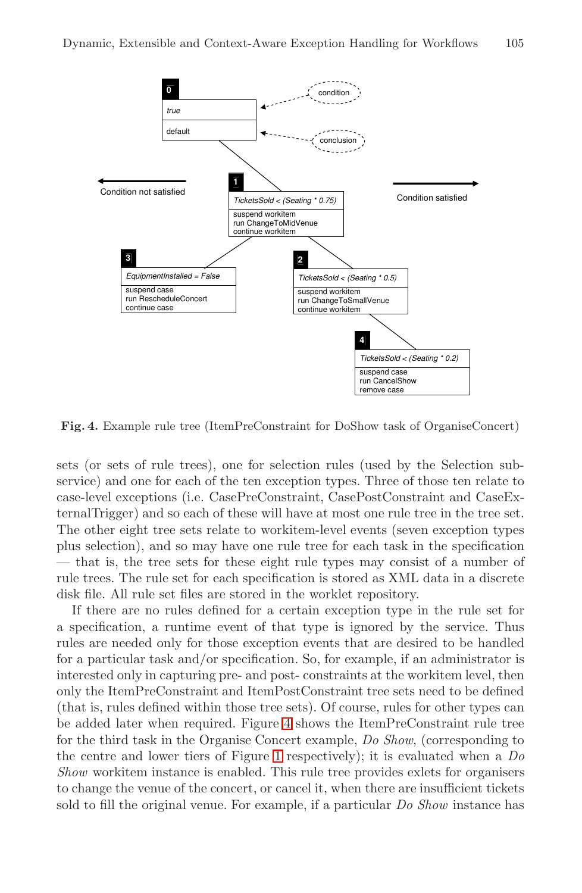0

condition

true

default

conclusion

Condition not satisfied

Condition satisfied

1

TicketsSold < (Seating * 0.75)

suspend workitem
run ChangeToMidVenue
continue workitem

3

EquipmentInstalled = False

suspend case
run RescheduleConcert
continue case

2

TicketsSold < (Seating * 0.5)

suspend workitem
run ChangeToSmallVenue
continue workitem

4

TicketsSold < (Seating * 0.2)

suspend case
run CancelShow
remove case

**Fig. 4.** Example rule tree (ItemPreConstraint for DoShow task of OrganiseConcert)

sets (or sets of rule trees), one for selection rules (used by the Selection sub-service) and one for each of the ten exception types. Three of those ten relate to case-level exceptions (i.e. CasePreConstraint, CasePostConstraint and CaseExternalTrigger) and so each of these will have at most one rule tree in the tree set. The other eight tree sets relate to workitem-level events (seven exception types plus selection), and so may have one rule tree for each task in the specification — that is, the tree sets for these eight rule types may consist of a number of rule trees. The rule set for each specification is stored as XML data in a discrete disk file. All rule set files are stored in the worklet repository.

If there are no rules defined for a certain exception type in the rule set for a specification, a runtime event of that type is ignored by the service. Thus rules are needed only for those exception events that are desired to be handled for a particular task and/or specification. So, for example, if an administrator is interested only in capturing pre- and post- constraints at the workitem level, then only the ItemPreConstraint and ItemPostConstraint tree sets need to be defined (that is, rules defined within those tree sets). Of course, rules for other types can be added later when required. Figure 4 shows the ItemPreConstraint rule tree for the third task in the Organise Concert example, *Do Show*, (corresponding to the centre and lower tiers of Figure 1 respectively); it is evaluated when a *Do Show* workitem instance is enabled. This rule tree provides exlets for organisers to change the venue of the concert, or cancel it, when there are insufficient tickets sold to fill the original venue. For example, if a particular *Do Show* instance has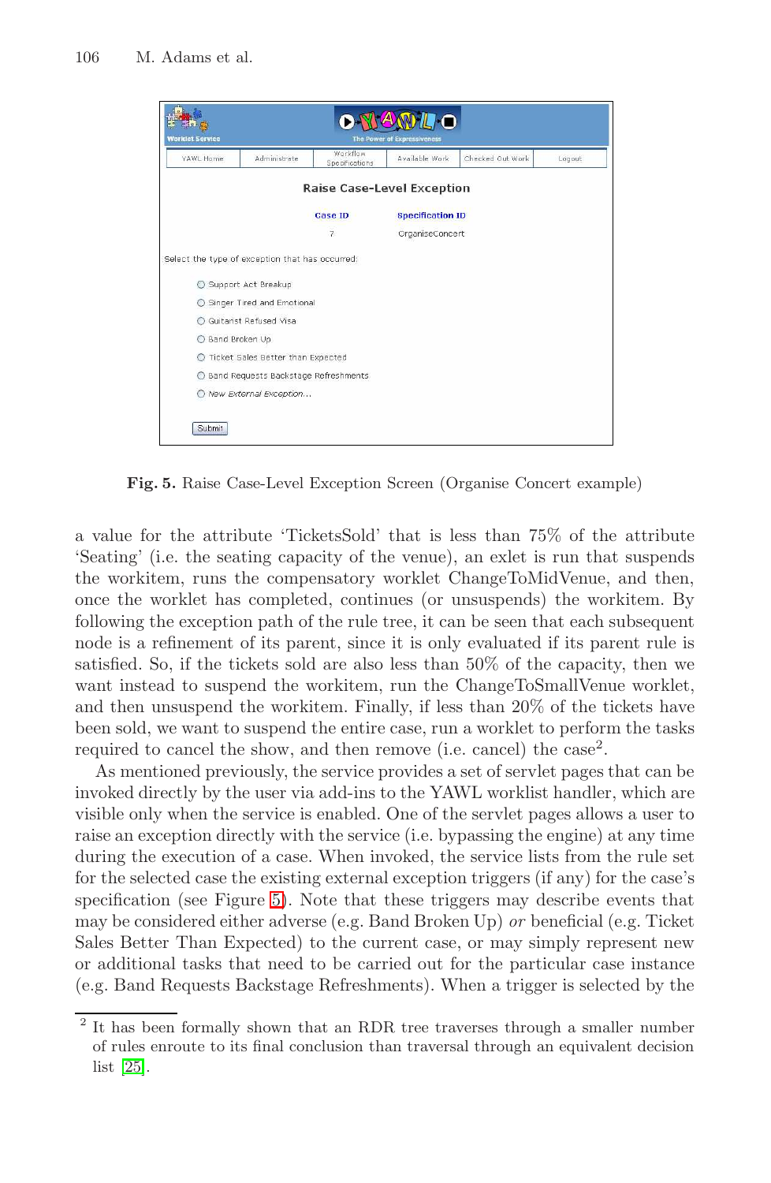**Fig. 5.** Raise Case-Level Exception Screen (Organise Concert example)

a value for the attribute 'TicketsSold' that is less than 75% of the attribute 'Seating' (i.e. the seating capacity of the venue), an exlet is run that suspends the workitem, runs the compensatory worklet ChangeToMidVenue, and then, once the worklet has completed, continues (or unsuspends) the workitem. By following the exception path of the rule tree, it can be seen that each subsequent node is a refinement of its parent, since it is only evaluated if its parent rule is satisfied. So, if the tickets sold are also less than 50% of the capacity, then we want instead to suspend the workitem, run the ChangeToSmallVenue worklet, and then unsuspend the workitem. Finally, if less than 20% of the tickets have been sold, we want to suspend the entire case, run a worklet to perform the tasks required to cancel the show, and then remove (i.e. cancel) the case[2].

As mentioned previously, the service provides a set of servlet pages that can be invoked directly by the user via add-ins to the YAWL worklist handler, which are visible only when the service is enabled. One of the servlet pages allows a user to raise an exception directly with the service (i.e. bypassing the engine) at any time during the execution of a case. When invoked, the service lists from the rule set for the selected case the existing external exception triggers (if any) for the case's specification (see Figure 5). Note that these triggers may describe events that may be considered either adverse (e.g. Band Broken Up) *or* beneficial (e.g. Ticket Sales Better Than Expected) to the current case, or may simply represent new or additional tasks that need to be carried out for the particular case instance (e.g. Band Requests Backstage Refreshments). When a trigger is selected by the

---

[2] It has been formally shown that an RDR tree traverses through a smaller number of rules enroute to its final conclusion than traversal through an equivalent decision list [25].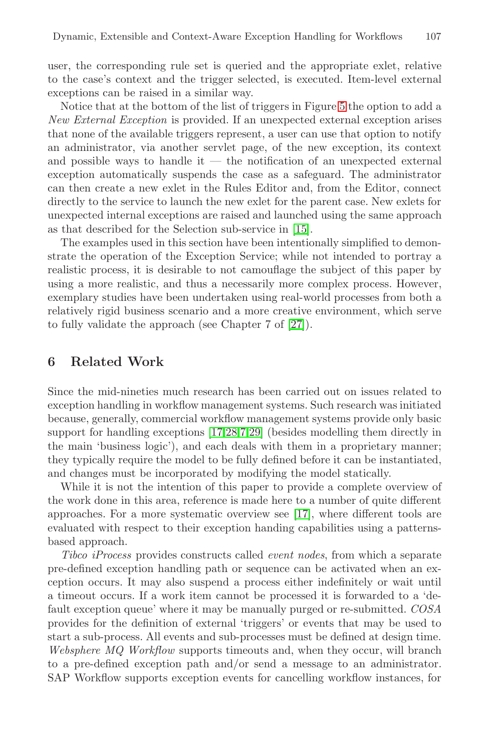user, the corresponding rule set is queried and the appropriate exlet, relative to the case's context and the trigger selected, is executed. Item-level external exceptions can be raised in a similar way.

Notice that at the bottom of the list of triggers in Figure 5 the option to add a *New External Exception* is provided. If an unexpected external exception arises that none of the available triggers represent, a user can use that option to notify an administrator, via another servlet page, of the new exception, its context and possible ways to handle it — the notification of an unexpected external exception automatically suspends the case as a safeguard. The administrator can then create a new exlet in the Rules Editor and, from the Editor, connect directly to the service to launch the new exlet for the parent case. New exlets for unexpected internal exceptions are raised and launched using the same approach as that described for the Selection sub-service in [15].

The examples used in this section have been intentionally simplified to demonstrate the operation of the Exception Service; while not intended to portray a realistic process, it is desirable to not camouflage the subject of this paper by using a more realistic, and thus a necessarily more complex process. However, exemplary studies have been undertaken using real-world processes from both a relatively rigid business scenario and a more creative environment, which serve to fully validate the approach (see Chapter 7 of [27]).

## 6 Related Work

Since the mid-nineties much research has been carried out on issues related to exception handling in workflow management systems. Such research was initiated because, generally, commercial workflow management systems provide only basic support for handling exceptions [17,28,7,29] (besides modelling them directly in the main 'business logic'), and each deals with them in a proprietary manner; they typically require the model to be fully defined before it can be instantiated, and changes must be incorporated by modifying the model statically.

While it is not the intention of this paper to provide a complete overview of the work done in this area, reference is made here to a number of quite different approaches. For a more systematic overview see [17], where different tools are evaluated with respect to their exception handing capabilities using a patterns-based approach.

*Tibco iProcess* provides constructs called *event nodes*, from which a separate pre-defined exception handling path or sequence can be activated when an exception occurs. It may also suspend a process either indefinitely or wait until a timeout occurs. If a work item cannot be processed it is forwarded to a 'default exception queue' where it may be manually purged or re-submitted. *COSA* provides for the definition of external 'triggers' or events that may be used to start a sub-process. All events and sub-processes must be defined at design time. *Websphere MQ Workflow* supports timeouts and, when they occur, will branch to a pre-defined exception path and/or send a message to an administrator. SAP Workflow supports exception events for cancelling workflow instances, for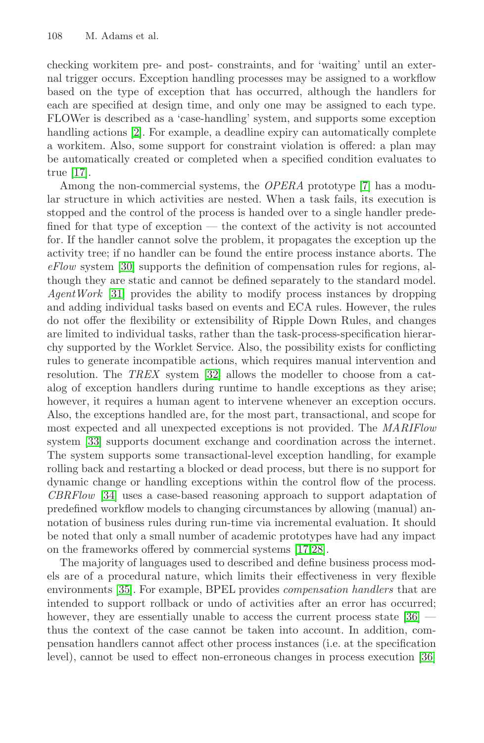checking workitem pre- and post- constraints, and for 'waiting' until an external trigger occurs. Exception handling processes may be assigned to a workflow based on the type of exception that has occurred, although the handlers for each are specified at design time, and only one may be assigned to each type. FLOWer is described as a 'case-handling' system, and supports some exception handling actions [2]. For example, a deadline expiry can automatically complete a workitem. Also, some support for constraint violation is offered: a plan may be automatically created or completed when a specified condition evaluates to true [17].

Among the non-commercial systems, the *OPERA* prototype [7] has a modular structure in which activities are nested. When a task fails, its execution is stopped and the control of the process is handed over to a single handler predefined for that type of exception — the context of the activity is not accounted for. If the handler cannot solve the problem, it propagates the exception up the activity tree; if no handler can be found the entire process instance aborts. The *eFlow* system [30] supports the definition of compensation rules for regions, although they are static and cannot be defined separately to the standard model. *AgentWork* [31] provides the ability to modify process instances by dropping and adding individual tasks based on events and ECA rules. However, the rules do not offer the flexibility or extensibility of Ripple Down Rules, and changes are limited to individual tasks, rather than the task-process-specification hierarchy supported by the Worklet Service. Also, the possibility exists for conflicting rules to generate incompatible actions, which requires manual intervention and resolution. The *TREX* system [32] allows the modeller to choose from a catalog of exception handlers during runtime to handle exceptions as they arise; however, it requires a human agent to intervene whenever an exception occurs. Also, the exceptions handled are, for the most part, transactional, and scope for most expected and all unexpected exceptions is not provided. The *MARIFlow* system [33] supports document exchange and coordination across the internet. The system supports some transactional-level exception handling, for example rolling back and restarting a blocked or dead process, but there is no support for dynamic change or handling exceptions within the control flow of the process. *CBRFlow* [34] uses a case-based reasoning approach to support adaptation of predefined workflow models to changing circumstances by allowing (manual) annotation of business rules during run-time via incremental evaluation. It should be noted that only a small number of academic prototypes have had any impact on the frameworks offered by commercial systems [17,28].

The majority of languages used to described and define business process models are of a procedural nature, which limits their effectiveness in very flexible environments [35]. For example, BPEL provides *compensation handlers* that are intended to support rollback or undo of activities after an error has occurred; however, they are essentially unable to access the current process state [36] — thus the context of the case cannot be taken into account. In addition, compensation handlers cannot affect other process instances (i.e. at the specification level), cannot be used to effect non-erroneous changes in process execution [36]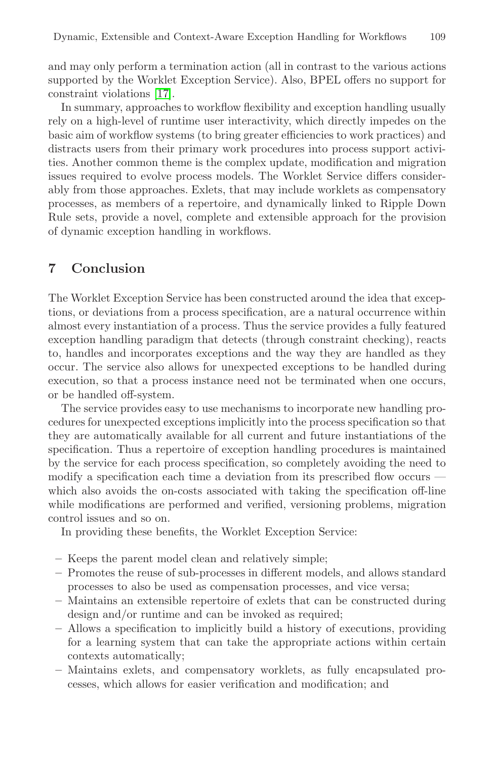and may only perform a termination action (all in contrast to the various actions supported by the Worklet Exception Service). Also, BPEL offers no support for constraint violations [17].

In summary, approaches to workflow flexibility and exception handling usually rely on a high-level of runtime user interactivity, which directly impedes on the basic aim of workflow systems (to bring greater efficiencies to work practices) and distracts users from their primary work procedures into process support activities. Another common theme is the complex update, modification and migration issues required to evolve process models. The Worklet Service differs considerably from those approaches. Exlets, that may include worklets as compensatory processes, as members of a repertoire, and dynamically linked to Ripple Down Rule sets, provide a novel, complete and extensible approach for the provision of dynamic exception handling in workflows.

## 7 Conclusion

The Worklet Exception Service has been constructed around the idea that exceptions, or deviations from a process specification, are a natural occurrence within almost every instantiation of a process. Thus the service provides a fully featured exception handling paradigm that detects (through constraint checking), reacts to, handles and incorporates exceptions and the way they are handled as they occur. The service also allows for unexpected exceptions to be handled during execution, so that a process instance need not be terminated when one occurs, or be handled off-system.

The service provides easy to use mechanisms to incorporate new handling procedures for unexpected exceptions implicitly into the process specification so that they are automatically available for all current and future instantiations of the specification. Thus a repertoire of exception handling procedures is maintained by the service for each process specification, so completely avoiding the need to modify a specification each time a deviation from its prescribed flow occurs — which also avoids the on-costs associated with taking the specification off-line while modifications are performed and verified, versioning problems, migration control issues and so on.

In providing these benefits, the Worklet Exception Service:

- Keeps the parent model clean and relatively simple;
- Promotes the reuse of sub-processes in different models, and allows standard processes to also be used as compensation processes, and vice versa;
- Maintains an extensible repertoire of exlets that can be constructed during design and/or runtime and can be invoked as required;
- Allows a specification to implicitly build a history of executions, providing for a learning system that can take the appropriate actions within certain contexts automatically;
- Maintains exlets, and compensatory worklets, as fully encapsulated processes, which allows for easier verification and modification; and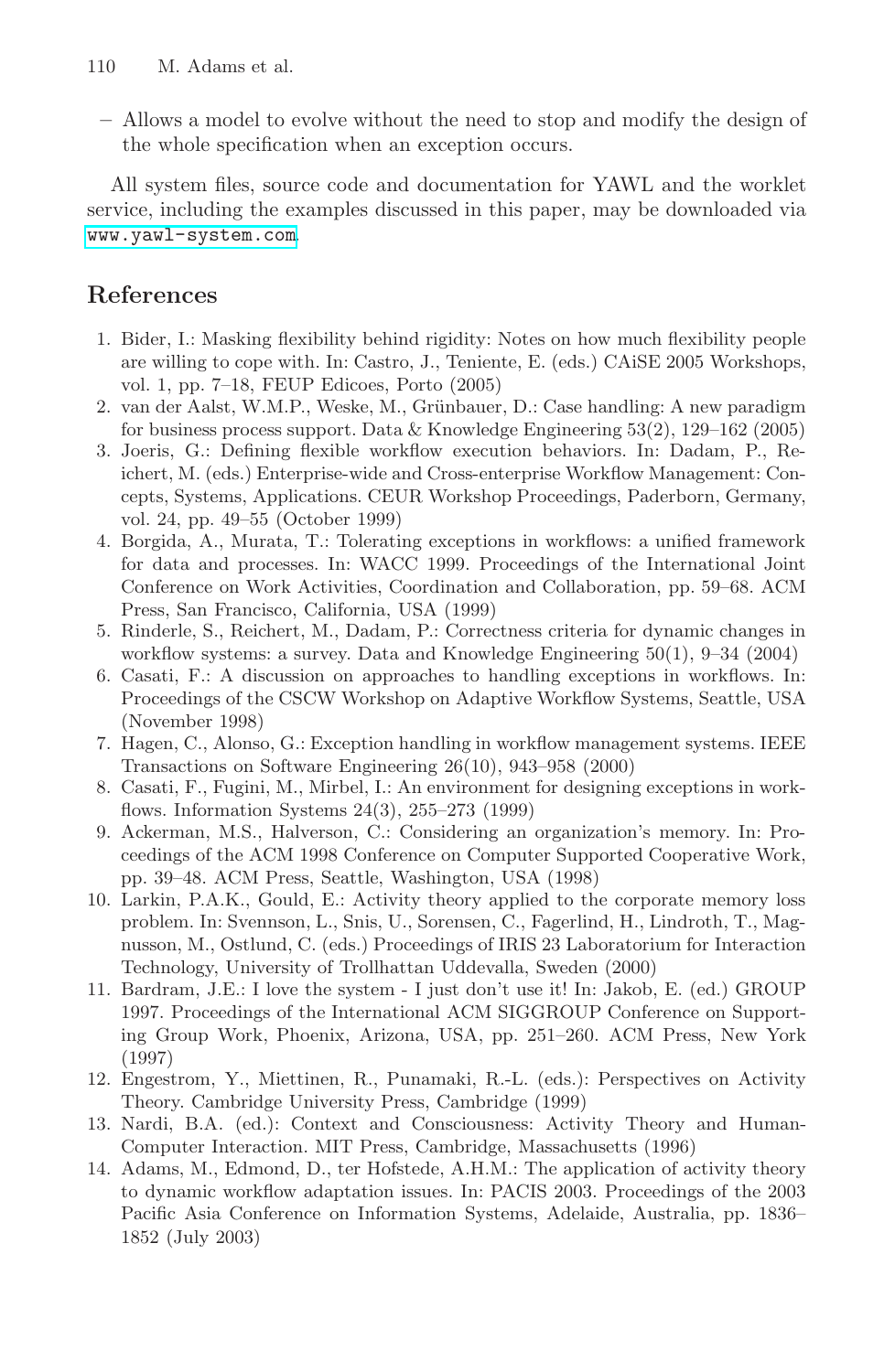– Allows a model to evolve without the need to stop and modify the design of the whole specification when an exception occurs.

All system files, source code and documentation for YAWL and the worklet service, including the examples discussed in this paper, may be downloaded via www.yawl-system.com.

## References

1. Bider, I.: Masking flexibility behind rigidity: Notes on how much flexibility people are willing to cope with. In: Castro, J., Teniente, E. (eds.) CAiSE 2005 Workshops, vol. 1, pp. 7–18, FEUP Edicoes, Porto (2005)
2. van der Aalst, W.M.P., Weske, M., Grünbauer, D.: Case handling: A new paradigm for business process support. Data & Knowledge Engineering 53(2), 129–162 (2005)
3. Joeris, G.: Defining flexible workflow execution behaviors. In: Dadam, P., Reichert, M. (eds.) Enterprise-wide and Cross-enterprise Workflow Management: Concepts, Systems, Applications. CEUR Workshop Proceedings, Paderborn, Germany, vol. 24, pp. 49–55 (October 1999)
4. Borgida, A., Murata, T.: Tolerating exceptions in workflows: a unified framework for data and processes. In: WACC 1999. Proceedings of the International Joint Conference on Work Activities, Coordination and Collaboration, pp. 59–68. ACM Press, San Francisco, California, USA (1999)
5. Rinderle, S., Reichert, M., Dadam, P.: Correctness criteria for dynamic changes in workflow systems: a survey. Data and Knowledge Engineering 50(1), 9–34 (2004)
6. Casati, F.: A discussion on approaches to handling exceptions in workflows. In: Proceedings of the CSCW Workshop on Adaptive Workflow Systems, Seattle, USA (November 1998)
7. Hagen, C., Alonso, G.: Exception handling in workflow management systems. IEEE Transactions on Software Engineering 26(10), 943–958 (2000)
8. Casati, F., Fugini, M., Mirbel, I.: An environment for designing exceptions in workflows. Information Systems 24(3), 255–273 (1999)
9. Ackerman, M.S., Halverson, C.: Considering an organization's memory. In: Proceedings of the ACM 1998 Conference on Computer Supported Cooperative Work, pp. 39–48. ACM Press, Seattle, Washington, USA (1998)
10. Larkin, P.A.K., Gould, E.: Activity theory applied to the corporate memory loss problem. In: Svennson, L., Snis, U., Sorensen, C., Fagerlind, H., Lindroth, T., Magnusson, M., Ostlund, C. (eds.) Proceedings of IRIS 23 Laboratorium for Interaction Technology, University of Trollhattan Uddevalla, Sweden (2000)
11. Bardram, J.E.: I love the system - I just don't use it! In: Jakob, E. (ed.) GROUP 1997. Proceedings of the International ACM SIGGROUP Conference on Supporting Group Work, Phoenix, Arizona, USA, pp. 251–260. ACM Press, New York (1997)
12. Engestrom, Y., Miettinen, R., Punamaki, R.-L. (eds.): Perspectives on Activity Theory. Cambridge University Press, Cambridge (1999)
13. Nardi, B.A. (ed.): Context and Consciousness: Activity Theory and Human-Computer Interaction. MIT Press, Cambridge, Massachusetts (1996)
14. Adams, M., Edmond, D., ter Hofstede, A.H.M.: The application of activity theory to dynamic workflow adaptation issues. In: PACIS 2003. Proceedings of the 2003 Pacific Asia Conference on Information Systems, Adelaide, Australia, pp. 1836–1852 (July 2003)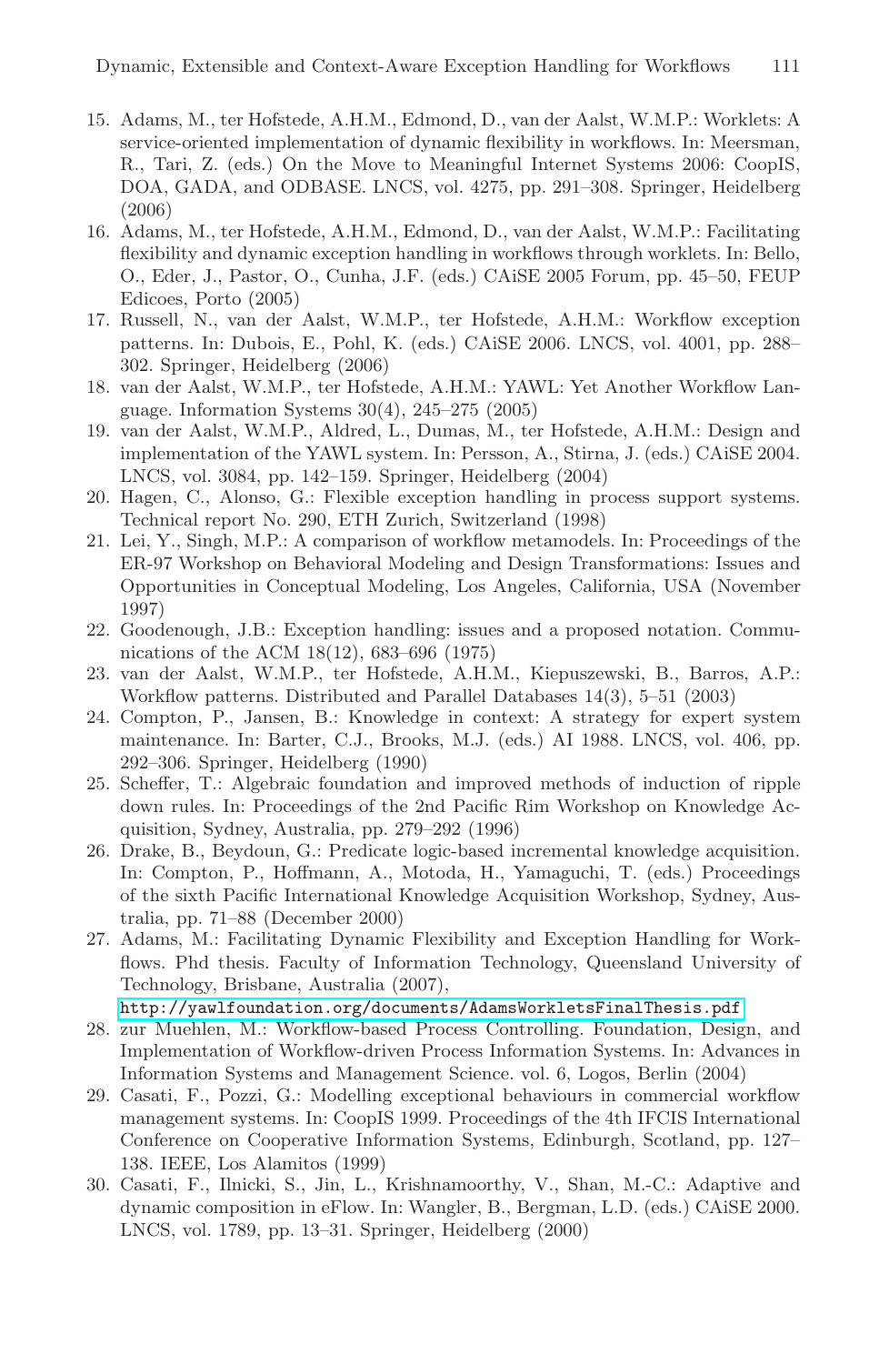15. Adams, M., ter Hofstede, A.H.M., Edmond, D., van der Aalst, W.M.P.: Worklets: A service-oriented implementation of dynamic flexibility in workflows. In: Meersman, R., Tari, Z. (eds.) On the Move to Meaningful Internet Systems 2006: CoopIS, DOA, GADA, and ODBASE. LNCS, vol. 4275, pp. 291–308. Springer, Heidelberg (2006)
16. Adams, M., ter Hofstede, A.H.M., Edmond, D., van der Aalst, W.M.P.: Facilitating flexibility and dynamic exception handling in workflows through worklets. In: Bello, O., Eder, J., Pastor, O., Cunha, J.F. (eds.) CAiSE 2005 Forum, pp. 45–50, FEUP Edicoes, Porto (2005)
17. Russell, N., van der Aalst, W.M.P., ter Hofstede, A.H.M.: Workflow exception patterns. In: Dubois, E., Pohl, K. (eds.) CAiSE 2006. LNCS, vol. 4001, pp. 288–302. Springer, Heidelberg (2006)
18. van der Aalst, W.M.P., ter Hofstede, A.H.M.: YAWL: Yet Another Workflow Language. Information Systems 30(4), 245–275 (2005)
19. van der Aalst, W.M.P., Aldred, L., Dumas, M., ter Hofstede, A.H.M.: Design and implementation of the YAWL system. In: Persson, A., Stirna, J. (eds.) CAiSE 2004. LNCS, vol. 3084, pp. 142–159. Springer, Heidelberg (2004)
20. Hagen, C., Alonso, G.: Flexible exception handling in process support systems. Technical report No. 290, ETH Zurich, Switzerland (1998)
21. Lei, Y., Singh, M.P.: A comparison of workflow metamodels. In: Proceedings of the ER-97 Workshop on Behavioral Modeling and Design Transformations: Issues and Opportunities in Conceptual Modeling, Los Angeles, California, USA (November 1997)
22. Goodenough, J.B.: Exception handling: issues and a proposed notation. Communications of the ACM 18(12), 683–696 (1975)
23. van der Aalst, W.M.P., ter Hofstede, A.H.M., Kiepuszewski, B., Barros, A.P.: Workflow patterns. Distributed and Parallel Databases 14(3), 5–51 (2003)
24. Compton, P., Jansen, B.: Knowledge in context: A strategy for expert system maintenance. In: Barter, C.J., Brooks, M.J. (eds.) AI 1988. LNCS, vol. 406, pp. 292–306. Springer, Heidelberg (1990)
25. Scheffer, T.: Algebraic foundation and improved methods of induction of ripple down rules. In: Proceedings of the 2nd Pacific Rim Workshop on Knowledge Acquisition, Sydney, Australia, pp. 279–292 (1996)
26. Drake, B., Beydoun, G.: Predicate logic-based incremental knowledge acquisition. In: Compton, P., Hoffmann, A., Motoda, H., Yamaguchi, T. (eds.) Proceedings of the sixth Pacific International Knowledge Acquisition Workshop, Sydney, Australia, pp. 71–88 (December 2000)
27. Adams, M.: Facilitating Dynamic Flexibility and Exception Handling for Workflows. Phd thesis. Faculty of Information Technology, Queensland University of Technology, Brisbane, Australia (2007), http://yawlfoundation.org/documents/AdamsWorkletsFinalThesis.pdf
28. zur Muehlen, M.: Workflow-based Process Controlling. Foundation, Design, and Implementation of Workflow-driven Process Information Systems. In: Advances in Information Systems and Management Science. vol. 6, Logos, Berlin (2004)
29. Casati, F., Pozzi, G.: Modelling exceptional behaviours in commercial workflow management systems. In: CoopIS 1999. Proceedings of the 4th IFCIS International Conference on Cooperative Information Systems, Edinburgh, Scotland, pp. 127–138. IEEE, Los Alamitos (1999)
30. Casati, F., Ilnicki, S., Jin, L., Krishnamoorthy, V., Shan, M.-C.: Adaptive and dynamic composition in eFlow. In: Wangler, B., Bergman, L.D. (eds.) CAiSE 2000. LNCS, vol. 1789, pp. 13–31. Springer, Heidelberg (2000)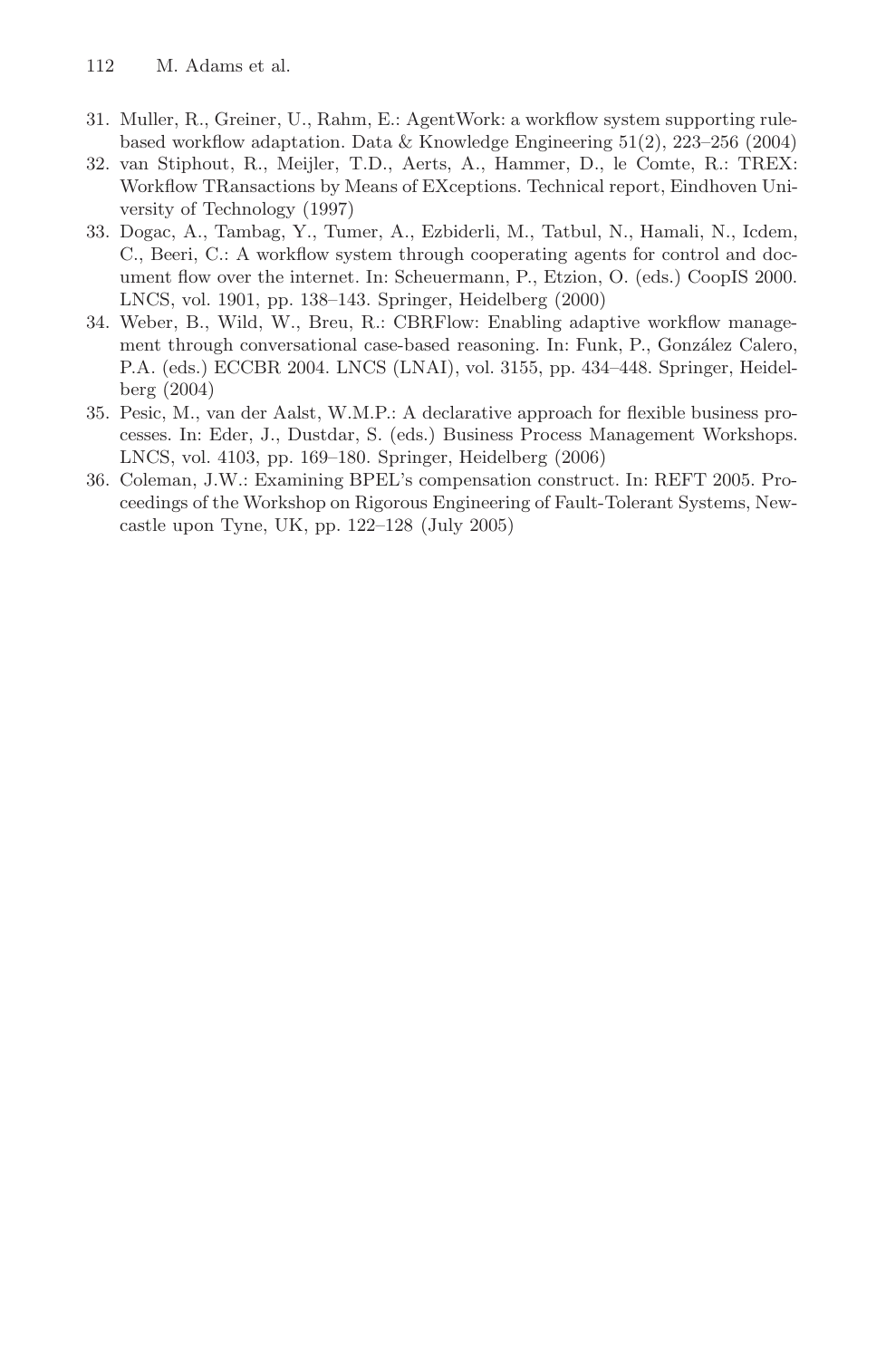31. Muller, R., Greiner, U., Rahm, E.: AgentWork: a workflow system supporting rule-based workflow adaptation. Data & Knowledge Engineering 51(2), 223–256 (2004)
32. van Stiphout, R., Meijler, T.D., Aerts, A., Hammer, D., le Comte, R.: TREX: Workflow TRansactions by Means of EXceptions. Technical report, Eindhoven University of Technology (1997)
33. Dogac, A., Tambag, Y., Tumer, A., Ezbiderli, M., Tatbul, N., Hamali, N., Icdem, C., Beeri, C.: A workflow system through cooperating agents for control and document flow over the internet. In: Scheuermann, P., Etzion, O. (eds.) CoopIS 2000. LNCS, vol. 1901, pp. 138–143. Springer, Heidelberg (2000)
34. Weber, B., Wild, W., Breu, R.: CBRFlow: Enabling adaptive workflow management through conversational case-based reasoning. In: Funk, P., González Calero, P.A. (eds.) ECCBR 2004. LNCS (LNAI), vol. 3155, pp. 434–448. Springer, Heidelberg (2004)
35. Pesic, M., van der Aalst, W.M.P.: A declarative approach for flexible business processes. In: Eder, J., Dustdar, S. (eds.) Business Process Management Workshops. LNCS, vol. 4103, pp. 169–180. Springer, Heidelberg (2006)
36. Coleman, J.W.: Examining BPEL's compensation construct. In: REFT 2005. Proceedings of the Workshop on Rigorous Engineering of Fault-Tolerant Systems, Newcastle upon Tyne, UK, pp. 122–128 (July 2005)